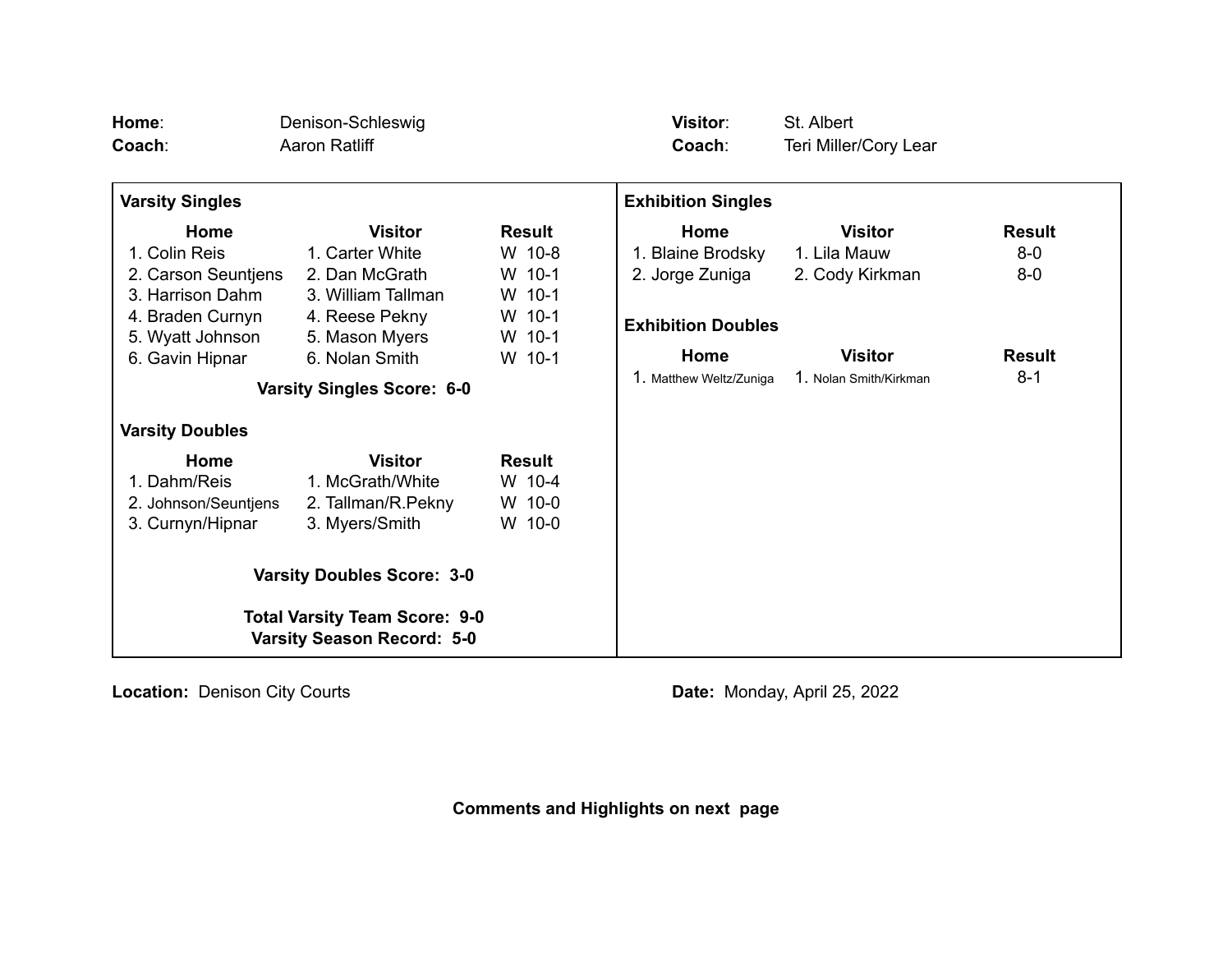**Home**: Denison-Schleswig
**Coach**: Aaron Ratliff

**Visitor**: St. Albert
**Coach**: Teri Miller/Cory Lear

### Varsity Singles

| Home | Visitor | Result |
|---|---|---|
| 1. Colin Reis | 1. Carter White | W 10-8 |
| 2. Carson Seuntjens | 2. Dan McGrath | W 10-1 |
| 3. Harrison Dahm | 3. William Tallman | W 10-1 |
| 4. Braden Curnyn | 4. Reese Pekny | W 10-1 |
| 5. Wyatt Johnson | 5. Mason Myers | W 10-1 |
| 6. Gavin Hipnar | 6. Nolan Smith | W 10-1 |

**Varsity Singles Score: 6-0**

### Varsity Doubles

| Home | Visitor | Result |
|---|---|---|
| 1. Dahm/Reis | 1. McGrath/White | W 10-4 |
| 2. Johnson/Seuntjens | 2. Tallman/R.Pekny | W 10-0 |
| 3. Curnyn/Hipnar | 3. Myers/Smith | W 10-0 |

**Varsity Doubles Score: 3-0**

**Total Varsity Team Score: 9-0**
**Varsity Season Record: 5-0**

### Exhibition Singles

| Home | Visitor | Result |
|---|---|---|
| 1. Blaine Brodsky | 1. Lila Mauw | 8-0 |
| 2. Jorge Zuniga | 2. Cody Kirkman | 8-0 |

### Exhibition Doubles

| Home | Visitor | Result |
|---|---|---|
| 1. Matthew Weltz/Zuniga | 1. Nolan Smith/Kirkman | 8-1 |

**Location:** Denison City Courts

**Date:** Monday, April 25, 2022

**Comments and Highlights on next page**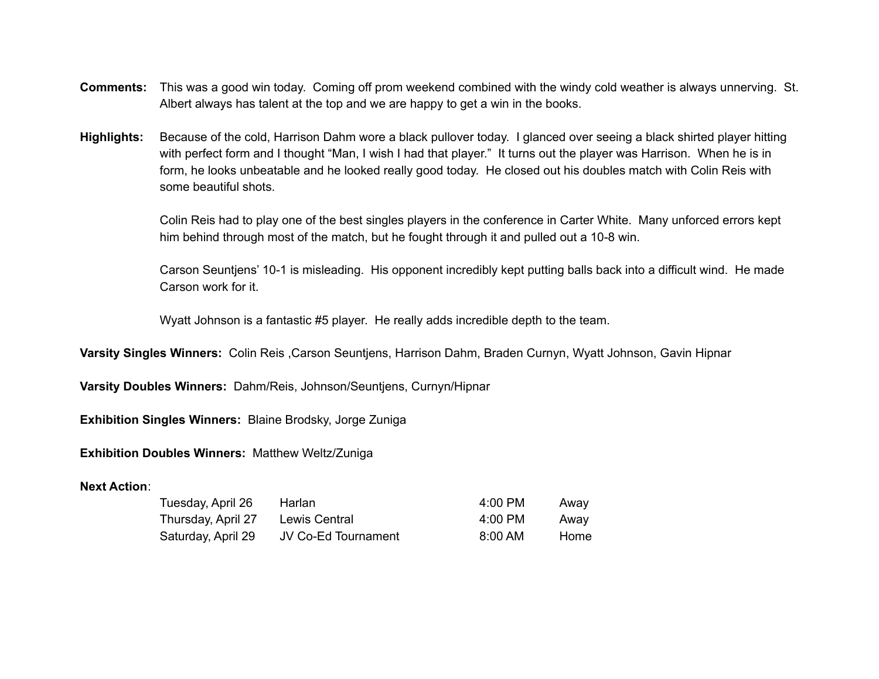**Comments:** This was a good win today. Coming off prom weekend combined with the windy cold weather is always unnerving. St. Albert always has talent at the top and we are happy to get a win in the books.

**Highlights:** Because of the cold, Harrison Dahm wore a black pullover today. I glanced over seeing a black shirted player hitting with perfect form and I thought "Man, I wish I had that player." It turns out the player was Harrison. When he is in form, he looks unbeatable and he looked really good today. He closed out his doubles match with Colin Reis with some beautiful shots.

Colin Reis had to play one of the best singles players in the conference in Carter White. Many unforced errors kept him behind through most of the match, but he fought through it and pulled out a 10-8 win.

Carson Seuntjens' 10-1 is misleading. His opponent incredibly kept putting balls back into a difficult wind. He made Carson work for it.

Wyatt Johnson is a fantastic #5 player. He really adds incredible depth to the team.

**Varsity Singles Winners:** Colin Reis ,Carson Seuntjens, Harrison Dahm, Braden Curnyn, Wyatt Johnson, Gavin Hipnar

**Varsity Doubles Winners:** Dahm/Reis, Johnson/Seuntjens, Curnyn/Hipnar

**Exhibition Singles Winners:** Blaine Brodsky, Jorge Zuniga

**Exhibition Doubles Winners:** Matthew Weltz/Zuniga

**Next Action**:

| | | | |
|---|---|---|---|
| Tuesday, April 26 | Harlan | 4:00 PM | Away |
| Thursday, April 27 | Lewis Central | 4:00 PM | Away |
| Saturday, April 29 | JV Co-Ed Tournament | 8:00 AM | Home |